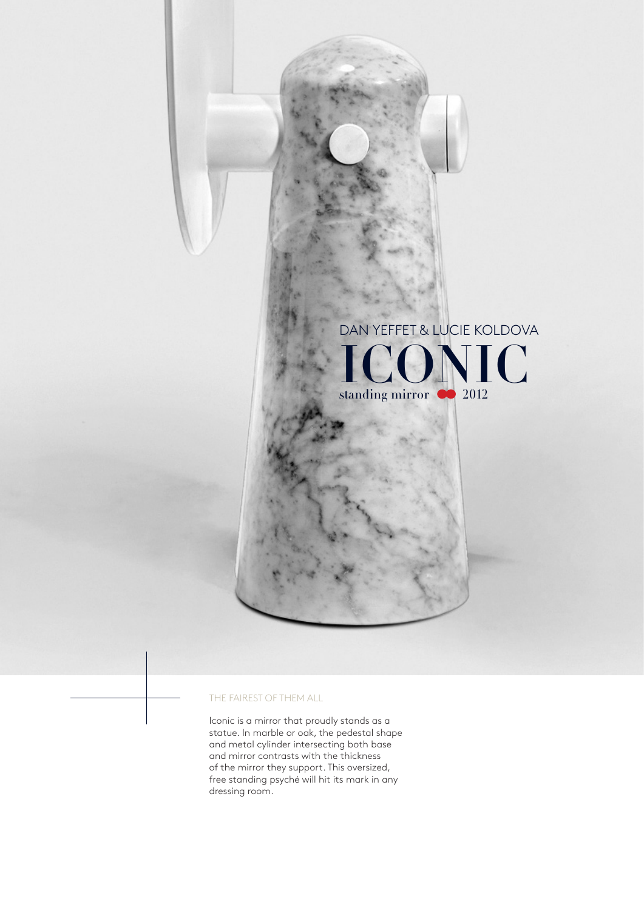DAN YEFFET & LUCIE KOLDOVA

# ICONIC

standing mirror 2012

## THE FAIREST OF THEM ALL

Iconic is a mirror that proudly stands as a statue. In marble or oak, the pedestal shape and metal cylinder intersecting both base and mirror contrasts with the thickness of the mirror they support. This oversized, free standing psyché will hit its mark in any dressing room.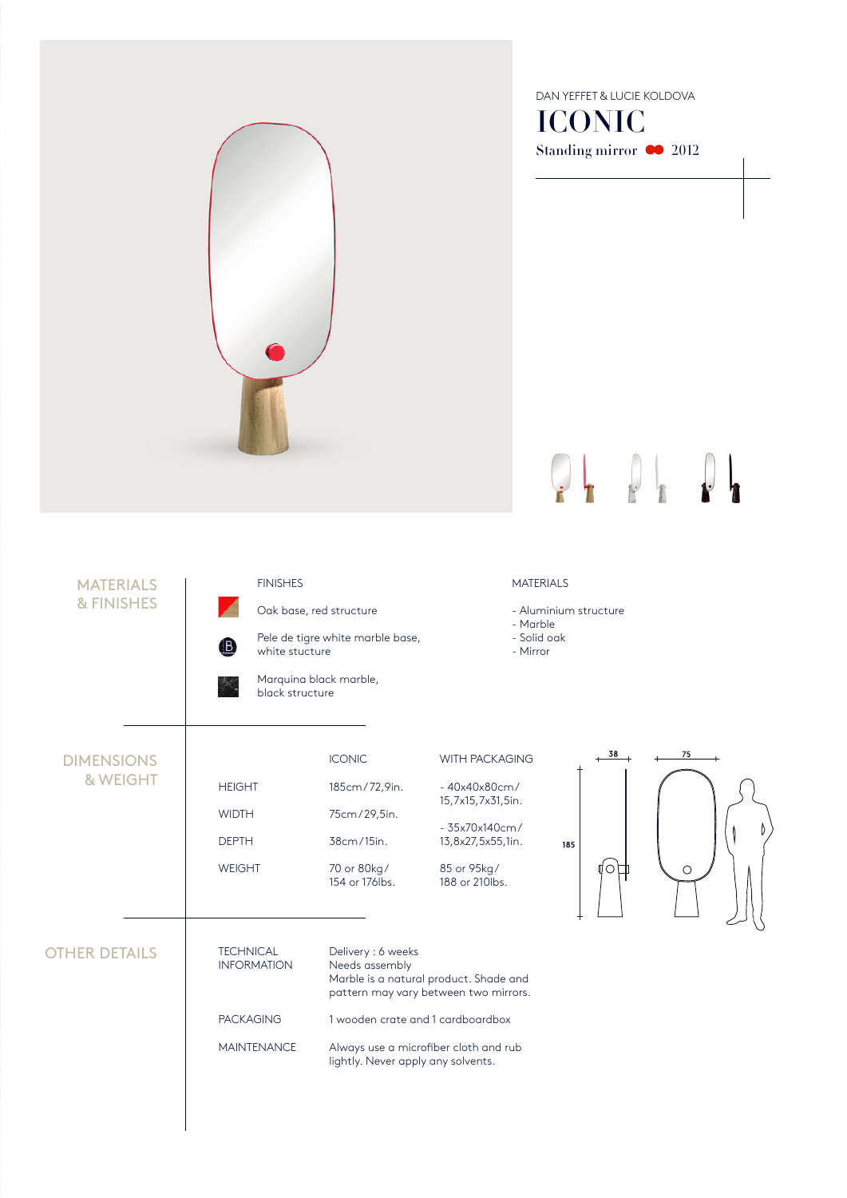DAN YEFFET & LUCIE KOLDOVA

# ICONIC

Standing mirror ● 2012

## MATERIALS & FINISHES

**FINISHES**

- Oak base, red structure
- Pele de tigre white marble base, white stucture
- Marquina black marble, black structure

**MATERIALS**

- Aluminium structure
- Marble
- Solid oak
- Mirror

## DIMENSIONS & WEIGHT

| | ICONIC | WITH PACKAGING |
|---|---|---|
| HEIGHT | 185cm/72,9in. | - 40x40x80cm/ 15,7x15,7x31,5in. |
| WIDTH | 75cm/29,5in. | - 35x70x140cm/ 13,8x27,5x55,1in. |
| DEPTH | 38cm/15in. | |
| WEIGHT | 70 or 80kg/ 154 or 176lbs. | 85 or 95kg/ 188 or 210lbs. |

38 75 185

## OTHER DETAILS

| | |
|---|---|
| TECHNICAL INFORMATION | Delivery : 6 weeks<br>Needs assembly<br>Marble is a natural product. Shade and pattern may vary between two mirrors. |
| PACKAGING | 1 wooden crate and 1 cardboardbox |
| MAINTENANCE | Always use a microfiber cloth and rub lightly. Never apply any solvents. |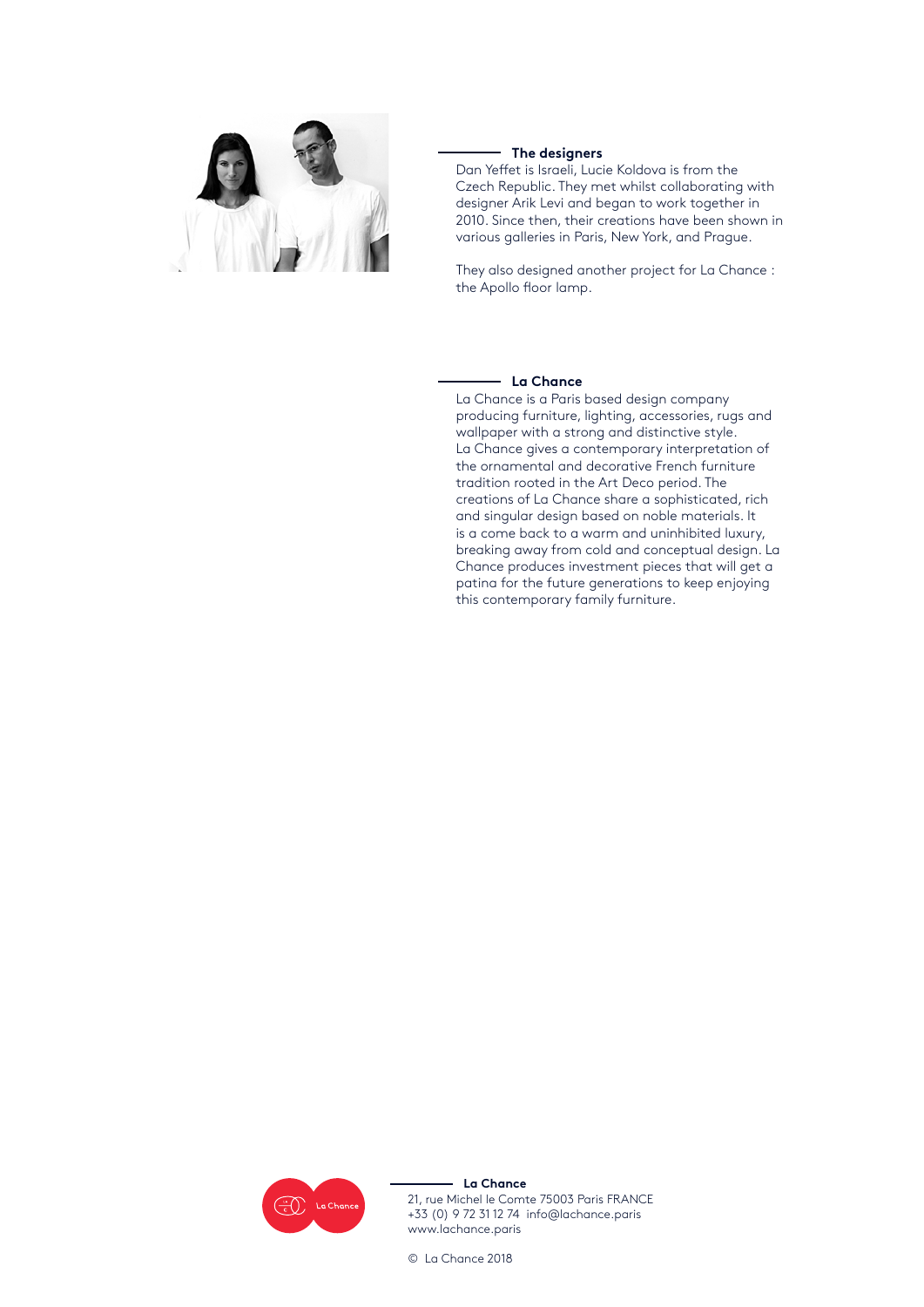## The designers

Dan Yeffet is Israeli, Lucie Koldova is from the Czech Republic. They met whilst collaborating with designer Arik Levi and began to work together in 2010. Since then, their creations have been shown in various galleries in Paris, New York, and Prague.

They also designed another project for La Chance : the Apollo floor lamp.

## La Chance

La Chance is a Paris based design company producing furniture, lighting, accessories, rugs and wallpaper with a strong and distinctive style. La Chance gives a contemporary interpretation of the ornamental and decorative French furniture tradition rooted in the Art Deco period. The creations of La Chance share a sophisticated, rich and singular design based on noble materials. It is a come back to a warm and uninhibited luxury, breaking away from cold and conceptual design. La Chance produces investment pieces that will get a patina for the future generations to keep enjoying this contemporary family furniture.

## La Chance

21, rue Michel le Comte 75003 Paris FRANCE
+33 (0) 9 72 31 12 74 info@lachance.paris
www.lachance.paris

© La Chance 2018